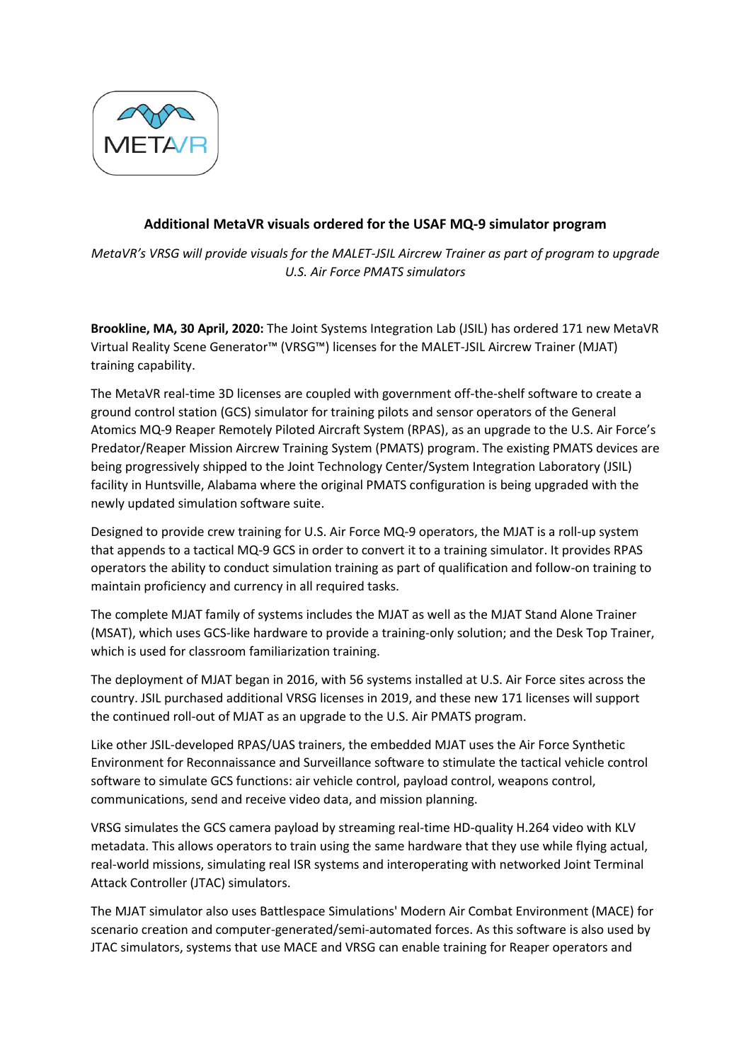# Additional MetaVR visuals ordered for the USAF MQ-9 simulator program

*MetaVR's VRSG will provide visuals for the MALET-JSIL Aircrew Trainer as part of program to upgrade U.S. Air Force PMATS simulators*

**Brookline, MA, 30 April, 2020:** The Joint Systems Integration Lab (JSIL) has ordered 171 new MetaVR Virtual Reality Scene Generator™ (VRSG™) licenses for the MALET-JSIL Aircrew Trainer (MJAT) training capability.

The MetaVR real-time 3D licenses are coupled with government off-the-shelf software to create a ground control station (GCS) simulator for training pilots and sensor operators of the General Atomics MQ-9 Reaper Remotely Piloted Aircraft System (RPAS), as an upgrade to the U.S. Air Force's Predator/Reaper Mission Aircrew Training System (PMATS) program. The existing PMATS devices are being progressively shipped to the Joint Technology Center/System Integration Laboratory (JSIL) facility in Huntsville, Alabama where the original PMATS configuration is being upgraded with the newly updated simulation software suite.

Designed to provide crew training for U.S. Air Force MQ-9 operators, the MJAT is a roll-up system that appends to a tactical MQ-9 GCS in order to convert it to a training simulator. It provides RPAS operators the ability to conduct simulation training as part of qualification and follow-on training to maintain proficiency and currency in all required tasks.

The complete MJAT family of systems includes the MJAT as well as the MJAT Stand Alone Trainer (MSAT), which uses GCS-like hardware to provide a training-only solution; and the Desk Top Trainer, which is used for classroom familiarization training.

The deployment of MJAT began in 2016, with 56 systems installed at U.S. Air Force sites across the country. JSIL purchased additional VRSG licenses in 2019, and these new 171 licenses will support the continued roll-out of MJAT as an upgrade to the U.S. Air PMATS program.

Like other JSIL-developed RPAS/UAS trainers, the embedded MJAT uses the Air Force Synthetic Environment for Reconnaissance and Surveillance software to stimulate the tactical vehicle control software to simulate GCS functions: air vehicle control, payload control, weapons control, communications, send and receive video data, and mission planning.

VRSG simulates the GCS camera payload by streaming real-time HD-quality H.264 video with KLV metadata. This allows operators to train using the same hardware that they use while flying actual, real-world missions, simulating real ISR systems and interoperating with networked Joint Terminal Attack Controller (JTAC) simulators.

The MJAT simulator also uses Battlespace Simulations' Modern Air Combat Environment (MACE) for scenario creation and computer-generated/semi-automated forces. As this software is also used by JTAC simulators, systems that use MACE and VRSG can enable training for Reaper operators and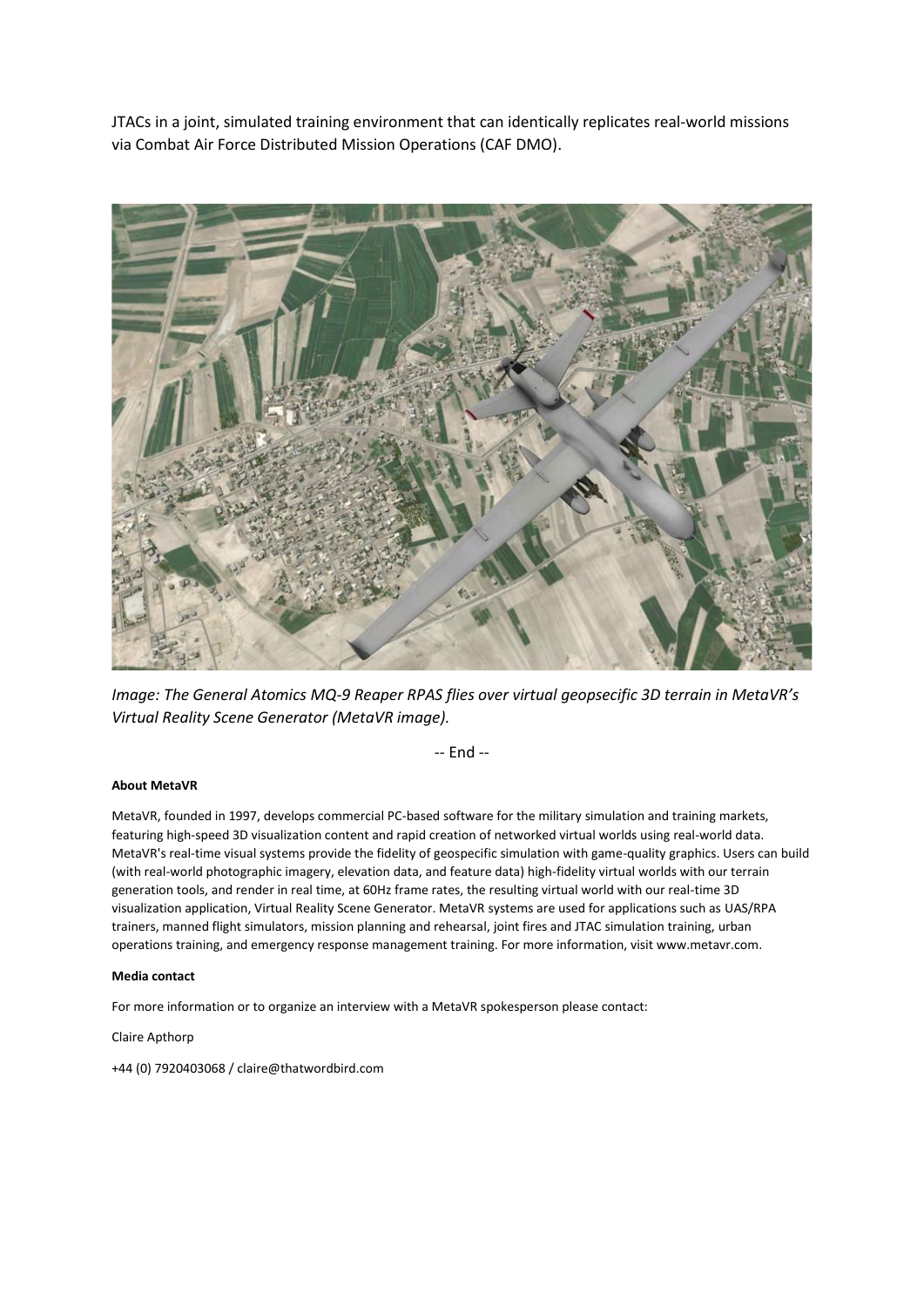JTACs in a joint, simulated training environment that can identically replicates real-world missions via Combat Air Force Distributed Mission Operations (CAF DMO).

*Image: The General Atomics MQ-9 Reaper RPAS flies over virtual geopsecific 3D terrain in MetaVR's Virtual Reality Scene Generator (MetaVR image).*

-- End --

**About MetaVR**

MetaVR, founded in 1997, develops commercial PC-based software for the military simulation and training markets, featuring high-speed 3D visualization content and rapid creation of networked virtual worlds using real-world data. MetaVR's real-time visual systems provide the fidelity of geospecific simulation with game-quality graphics. Users can build (with real-world photographic imagery, elevation data, and feature data) high-fidelity virtual worlds with our terrain generation tools, and render in real time, at 60Hz frame rates, the resulting virtual world with our real-time 3D visualization application, Virtual Reality Scene Generator. MetaVR systems are used for applications such as UAS/RPA trainers, manned flight simulators, mission planning and rehearsal, joint fires and JTAC simulation training, urban operations training, and emergency response management training. For more information, visit www.metavr.com.

**Media contact**

For more information or to organize an interview with a MetaVR spokesperson please contact:

Claire Apthorp

+44 (0) 7920403068 / claire@thatwordbird.com